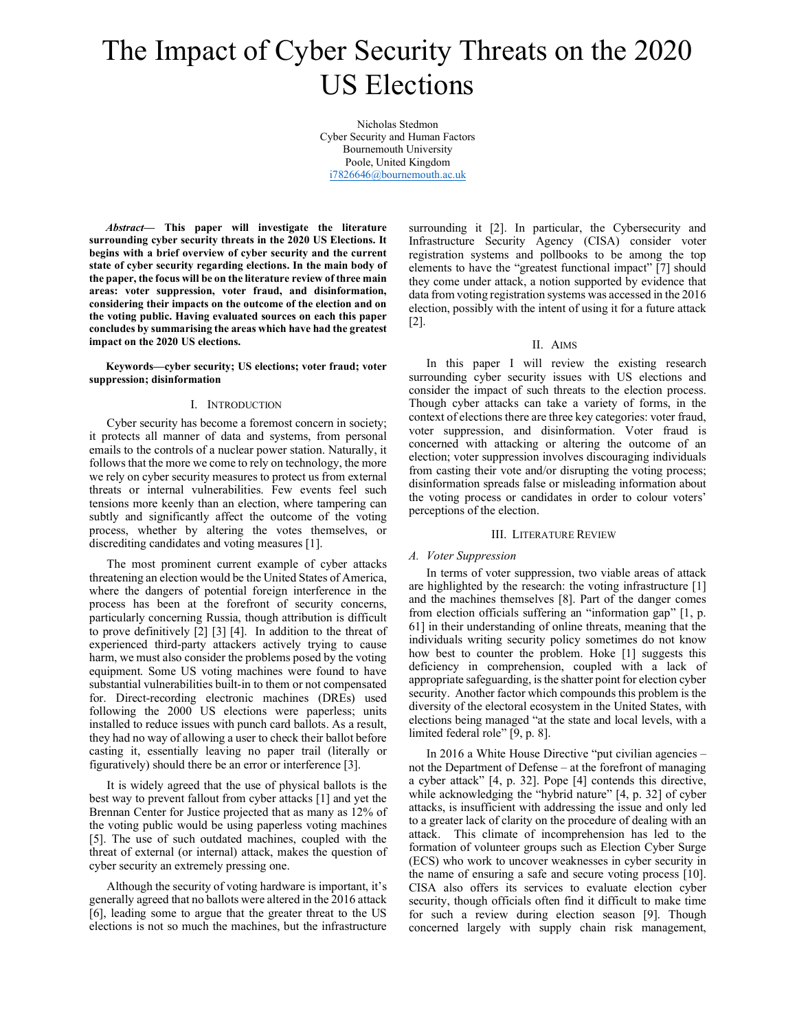# The Impact of Cyber Security Threats on the 2020 US Elections

Nicholas Stedmon
Cyber Security and Human Factors
Bournemouth University
Poole, United Kingdom
i7826646@bournemouth.ac.uk

***Abstract*— This paper will investigate the literature surrounding cyber security threats in the 2020 US Elections. It begins with a brief overview of cyber security and the current state of cyber security regarding elections. In the main body of the paper, the focus will be on the literature review of three main areas: voter suppression, voter fraud, and disinformation, considering their impacts on the outcome of the election and on the voting public. Having evaluated sources on each this paper concludes by summarising the areas which have had the greatest impact on the 2020 US elections.**

**Keywords—cyber security; US elections; voter fraud; voter suppression; disinformation**

## I. Introduction

Cyber security has become a foremost concern in society; it protects all manner of data and systems, from personal emails to the controls of a nuclear power station. Naturally, it follows that the more we come to rely on technology, the more we rely on cyber security measures to protect us from external threats or internal vulnerabilities. Few events feel such tensions more keenly than an election, where tampering can subtly and significantly affect the outcome of the voting process, whether by altering the votes themselves, or discrediting candidates and voting measures [1].

The most prominent current example of cyber attacks threatening an election would be the United States of America, where the dangers of potential foreign interference in the process has been at the forefront of security concerns, particularly concerning Russia, though attribution is difficult to prove definitively [2] [3] [4]. In addition to the threat of experienced third-party attackers actively trying to cause harm, we must also consider the problems posed by the voting equipment. Some US voting machines were found to have substantial vulnerabilities built-in to them or not compensated for. Direct-recording electronic machines (DREs) used following the 2000 US elections were paperless; units installed to reduce issues with punch card ballots. As a result, they had no way of allowing a user to check their ballot before casting it, essentially leaving no paper trail (literally or figuratively) should there be an error or interference [3].

It is widely agreed that the use of physical ballots is the best way to prevent fallout from cyber attacks [1] and yet the Brennan Center for Justice projected that as many as 12% of the voting public would be using paperless voting machines [5]. The use of such outdated machines, coupled with the threat of external (or internal) attack, makes the question of cyber security an extremely pressing one.

Although the security of voting hardware is important, it's generally agreed that no ballots were altered in the 2016 attack [6], leading some to argue that the greater threat to the US elections is not so much the machines, but the infrastructure surrounding it [2]. In particular, the Cybersecurity and Infrastructure Security Agency (CISA) consider voter registration systems and pollbooks to be among the top elements to have the "greatest functional impact" [7] should they come under attack, a notion supported by evidence that data from voting registration systems was accessed in the 2016 election, possibly with the intent of using it for a future attack [2].

## II. Aims

In this paper I will review the existing research surrounding cyber security issues with US elections and consider the impact of such threats to the election process. Though cyber attacks can take a variety of forms, in the context of elections there are three key categories: voter fraud, voter suppression, and disinformation. Voter fraud is concerned with attacking or altering the outcome of an election; voter suppression involves discouraging individuals from casting their vote and/or disrupting the voting process; disinformation spreads false or misleading information about the voting process or candidates in order to colour voters' perceptions of the election.

## III. Literature Review

### A. Voter Suppression

In terms of voter suppression, two viable areas of attack are highlighted by the research: the voting infrastructure [1] and the machines themselves [8]. Part of the danger comes from election officials suffering an "information gap" [1, p. 61] in their understanding of online threats, meaning that the individuals writing security policy sometimes do not know how best to counter the problem. Hoke [1] suggests this deficiency in comprehension, coupled with a lack of appropriate safeguarding, is the shatter point for election cyber security. Another factor which compounds this problem is the diversity of the electoral ecosystem in the United States, with elections being managed "at the state and local levels, with a limited federal role" [9, p. 8].

In 2016 a White House Directive "put civilian agencies – not the Department of Defense – at the forefront of managing a cyber attack" [4, p. 32]. Pope [4] contends this directive, while acknowledging the "hybrid nature" [4, p. 32] of cyber attacks, is insufficient with addressing the issue and only led to a greater lack of clarity on the procedure of dealing with an attack. This climate of incomprehension has led to the formation of volunteer groups such as Election Cyber Surge (ECS) who work to uncover weaknesses in cyber security in the name of ensuring a safe and secure voting process [10]. CISA also offers its services to evaluate election cyber security, though officials often find it difficult to make time for such a review during election season [9]. Though concerned largely with supply chain risk management,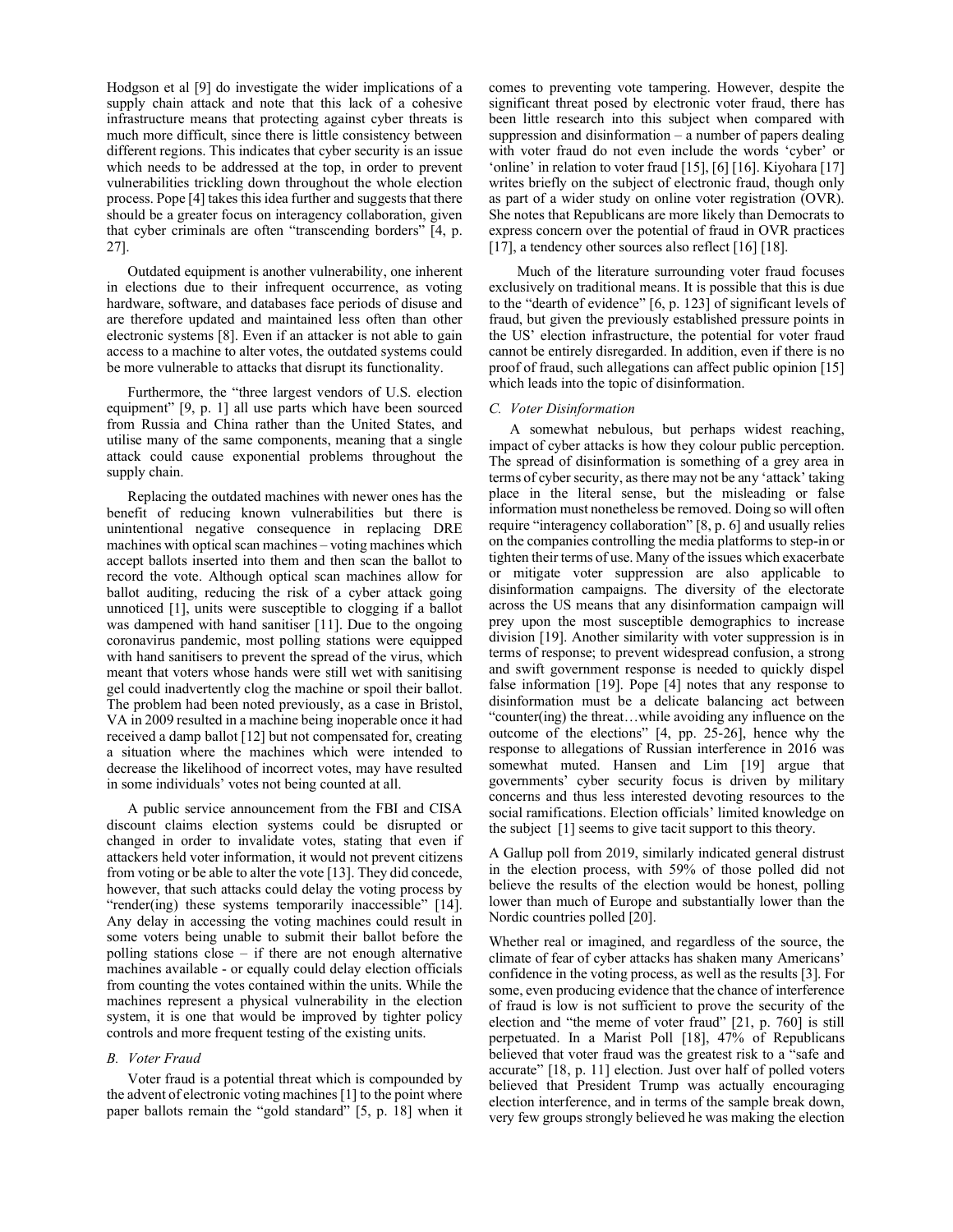Hodgson et al [9] do investigate the wider implications of a supply chain attack and note that this lack of a cohesive infrastructure means that protecting against cyber threats is much more difficult, since there is little consistency between different regions. This indicates that cyber security is an issue which needs to be addressed at the top, in order to prevent vulnerabilities trickling down throughout the whole election process. Pope [4] takes this idea further and suggests that there should be a greater focus on interagency collaboration, given that cyber criminals are often "transcending borders" [4, p. 27].

Outdated equipment is another vulnerability, one inherent in elections due to their infrequent occurrence, as voting hardware, software, and databases face periods of disuse and are therefore updated and maintained less often than other electronic systems [8]. Even if an attacker is not able to gain access to a machine to alter votes, the outdated systems could be more vulnerable to attacks that disrupt its functionality.

Furthermore, the "three largest vendors of U.S. election equipment" [9, p. 1] all use parts which have been sourced from Russia and China rather than the United States, and utilise many of the same components, meaning that a single attack could cause exponential problems throughout the supply chain.

Replacing the outdated machines with newer ones has the benefit of reducing known vulnerabilities but there is unintentional negative consequence in replacing DRE machines with optical scan machines – voting machines which accept ballots inserted into them and then scan the ballot to record the vote. Although optical scan machines allow for ballot auditing, reducing the risk of a cyber attack going unnoticed [1], units were susceptible to clogging if a ballot was dampened with hand sanitiser [11]. Due to the ongoing coronavirus pandemic, most polling stations were equipped with hand sanitisers to prevent the spread of the virus, which meant that voters whose hands were still wet with sanitising gel could inadvertently clog the machine or spoil their ballot. The problem had been noted previously, as a case in Bristol, VA in 2009 resulted in a machine being inoperable once it had received a damp ballot [12] but not compensated for, creating a situation where the machines which were intended to decrease the likelihood of incorrect votes, may have resulted in some individuals' votes not being counted at all.

A public service announcement from the FBI and CISA discount claims election systems could be disrupted or changed in order to invalidate votes, stating that even if attackers held voter information, it would not prevent citizens from voting or be able to alter the vote [13]. They did concede, however, that such attacks could delay the voting process by "render(ing) these systems temporarily inaccessible" [14]. Any delay in accessing the voting machines could result in some voters being unable to submit their ballot before the polling stations close – if there are not enough alternative machines available - or equally could delay election officials from counting the votes contained within the units. While the machines represent a physical vulnerability in the election system, it is one that would be improved by tighter policy controls and more frequent testing of the existing units.

### *B. Voter Fraud*

Voter fraud is a potential threat which is compounded by the advent of electronic voting machines [1] to the point where paper ballots remain the "gold standard" [5, p. 18] when it comes to preventing vote tampering. However, despite the significant threat posed by electronic voter fraud, there has been little research into this subject when compared with suppression and disinformation – a number of papers dealing with voter fraud do not even include the words 'cyber' or 'online' in relation to voter fraud [15], [6] [16]. Kiyohara [17] writes briefly on the subject of electronic fraud, though only as part of a wider study on online voter registration (OVR). She notes that Republicans are more likely than Democrats to express concern over the potential of fraud in OVR practices [17], a tendency other sources also reflect [16] [18].

Much of the literature surrounding voter fraud focuses exclusively on traditional means. It is possible that this is due to the "dearth of evidence" [6, p. 123] of significant levels of fraud, but given the previously established pressure points in the US' election infrastructure, the potential for voter fraud cannot be entirely disregarded. In addition, even if there is no proof of fraud, such allegations can affect public opinion [15] which leads into the topic of disinformation.

### *C. Voter Disinformation*

A somewhat nebulous, but perhaps widest reaching, impact of cyber attacks is how they colour public perception. The spread of disinformation is something of a grey area in terms of cyber security, as there may not be any 'attack' taking place in the literal sense, but the misleading or false information must nonetheless be removed. Doing so will often require "interagency collaboration" [8, p. 6] and usually relies on the companies controlling the media platforms to step-in or tighten their terms of use. Many of the issues which exacerbate or mitigate voter suppression are also applicable to disinformation campaigns. The diversity of the electorate across the US means that any disinformation campaign will prey upon the most susceptible demographics to increase division [19]. Another similarity with voter suppression is in terms of response; to prevent widespread confusion, a strong and swift government response is needed to quickly dispel false information [19]. Pope [4] notes that any response to disinformation must be a delicate balancing act between "counter(ing) the threat…while avoiding any influence on the outcome of the elections" [4, pp. 25-26], hence why the response to allegations of Russian interference in 2016 was somewhat muted. Hansen and Lim [19] argue that governments' cyber security focus is driven by military concerns and thus less interested devoting resources to the social ramifications. Election officials' limited knowledge on the subject [1] seems to give tacit support to this theory.

A Gallup poll from 2019, similarly indicated general distrust in the election process, with 59% of those polled did not believe the results of the election would be honest, polling lower than much of Europe and substantially lower than the Nordic countries polled [20].

Whether real or imagined, and regardless of the source, the climate of fear of cyber attacks has shaken many Americans' confidence in the voting process, as well as the results [3]. For some, even producing evidence that the chance of interference of fraud is low is not sufficient to prove the security of the election and "the meme of voter fraud" [21, p. 760] is still perpetuated. In a Marist Poll [18], 47% of Republicans believed that voter fraud was the greatest risk to a "safe and accurate" [18, p. 11] election. Just over half of polled voters believed that President Trump was actually encouraging election interference, and in terms of the sample break down, very few groups strongly believed he was making the election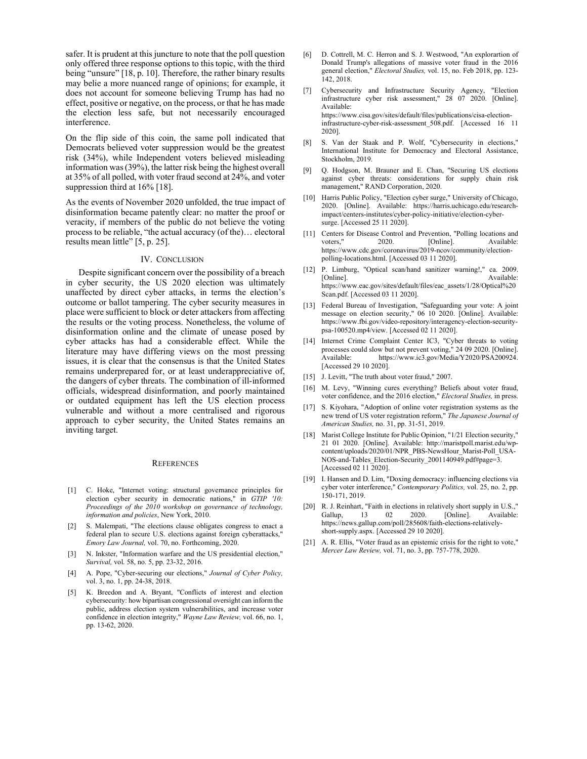safer. It is prudent at this juncture to note that the poll question only offered three response options to this topic, with the third being "unsure" [18, p. 10]. Therefore, the rather binary results may belie a more nuanced range of opinions; for example, it does not account for someone believing Trump has had no effect, positive or negative, on the process, or that he has made the election less safe, but not necessarily encouraged interference.

On the flip side of this coin, the same poll indicated that Democrats believed voter suppression would be the greatest risk (34%), while Independent voters believed misleading information was (39%), the latter risk being the highest overall at 35% of all polled, with voter fraud second at 24%, and voter suppression third at 16% [18].

As the events of November 2020 unfolded, the true impact of disinformation became patently clear: no matter the proof or veracity, if members of the public do not believe the voting process to be reliable, "the actual accuracy (of the)… electoral results mean little" [5, p. 25].

## IV. Conclusion

Despite significant concern over the possibility of a breach in cyber security, the US 2020 election was ultimately unaffected by direct cyber attacks, in terms the election's outcome or ballot tampering. The cyber security measures in place were sufficient to block or deter attackers from affecting the results or the voting process. Nonetheless, the volume of disinformation online and the climate of unease posed by cyber attacks has had a considerable effect. While the literature may have differing views on the most pressing issues, it is clear that the consensus is that the United States remains underprepared for, or at least underappreciative of, the dangers of cyber threats. The combination of ill-informed officials, widespread disinformation, and poorly maintained or outdated equipment has left the US election process vulnerable and without a more centralised and rigorous approach to cyber security, the United States remains an inviting target.

## References

[1] C. Hoke, "Internet voting: structural governance principles for election cyber security in democratic nations," in *GTIP '10: Proceedings of the 2010 workshop on governance of technology, information and policies*, New York, 2010.

[2] S. Malempati, "The elections clause obligates congress to enact a federal plan to secure U.S. elections against foreign cyberattacks," *Emory Law Journal,* vol. 70, no. Forthcoming, 2020.

[3] N. Inkster, "Information warfare and the US presidential election," *Survival,* vol. 58, no. 5, pp. 23-32, 2016.

[4] A. Pope, "Cyber-securing our elections," *Journal of Cyber Policy,* vol. 3, no. 1, pp. 24-38, 2018.

[5] K. Breedon and A. Bryant, "Conflicts of interest and election cybersecurity: how bipartisan congressional oversight can inform the public, address election system vulnerabilities, and increase voter confidence in election integrity," *Wayne Law Review,* vol. 66, no. 1, pp. 13-62, 2020.

[6] D. Cottrell, M. C. Herron and S. J. Westwood, "An explorartion of Donald Trump's allegations of massive voter fraud in the 2016 general election," *Electoral Studies,* vol. 15, no. Feb 2018, pp. 123-142, 2018.

[7] Cybersecurity and Infrastructure Security Agency, "Election infrastructure cyber risk assessment," 28 07 2020. [Online]. Available: https://www.cisa.gov/sites/default/files/publications/cisa-election-infrastructure-cyber-risk-assessment_508.pdf. [Accessed 16 11 2020].

[8] S. Van der Staak and P. Wolf, "Cybersecurity in elections," International Institute for Democracy and Electoral Assistance, Stockholm, 2019.

[9] Q. Hodgson, M. Brauner and E. Chan, "Securing US elections against cyber threats: considerations for supply chain risk management," RAND Corporation, 2020.

[10] Harris Public Policy, "Election cyber surge," University of Chicago, 2020. [Online]. Available: https://harris.uchicago.edu/research-impact/centers-institutes/cyber-policy-initiative/election-cyber-surge. [Accessed 25 11 2020].

[11] Centers for Disease Control and Prevention, "Polling locations and voters," 2020. [Online]. Available: https://www.cdc.gov/coronavirus/2019-ncov/community/election-polling-locations.html. [Accessed 03 11 2020].

[12] P. Limburg, "Optical scan/hand sanitizer warning!," ca. 2009. [Online]. Available: https://www.eac.gov/sites/default/files/eac_assets/1/28/Optical%20Scan.pdf. [Accessed 03 11 2020].

[13] Federal Bureau of Investigation, "Safeguarding your vote: A joint message on election security," 06 10 2020. [Online]. Available: https://www.fbi.gov/video-repository/interagency-election-security-psa-100520.mp4/view. [Accessed 02 11 2020].

[14] Internet Crime Complaint Center IC3, "Cyber threats to voting processes could slow but not prevent voting," 24 09 2020. [Online]. Available: https://www.ic3.gov/Media/Y2020/PSA200924. [Accessed 29 10 2020].

[15] J. Levitt, "The truth about voter fraud," 2007.

[16] M. Levy, "Winning cures everything? Beliefs about voter fraud, voter confidence, and the 2016 election," *Electoral Studies,* in press.

[17] S. Kiyohara, "Adoption of online voter registration systems as the new trend of US voter registration reform," *The Japanese Journal of American Studies,* no. 31, pp. 31-51, 2019.

[18] Marist College Institute for Public Opinion, "1/21 Election security," 21 01 2020. [Online]. Available: http://maristpoll.marist.edu/wp-content/uploads/2020/01/NPR_PBS-NewsHour_Marist-Poll_USA-NOS-and-Tables_Election-Security_2001140949.pdf#page=3. [Accessed 02 11 2020].

[19] I. Hansen and D. Lim, "Doxing democracy: influencing elections via cyber voter interference," *Contemporary Politics,* vol. 25, no. 2, pp. 150-171, 2019.

[20] R. J. Reinhart, "Faith in elections in relatively short supply in U.S.," Gallup, 13 02 2020. [Online]. Available: https://news.gallup.com/poll/285608/faith-elections-relatively-short-supply.aspx. [Accessed 29 10 2020].

[21] A. R. Ellis, "Voter fraud as an epistemic crisis for the right to vote," *Mercer Law Review,* vol. 71, no. 3, pp. 757-778, 2020.